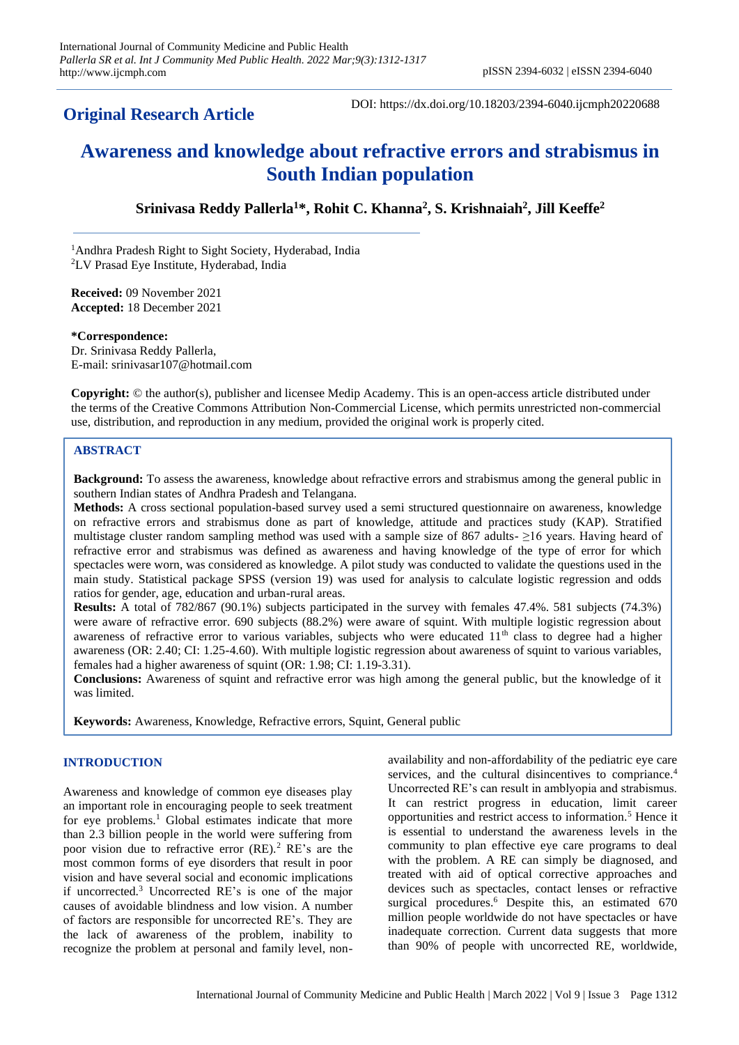**Original Research Article**

DOI: https://dx.doi.org/10.18203/2394-6040.ijcmph20220688

# Awareness and knowledge about refractive errors and strabismus in South Indian population

**Srinivasa Reddy Pallerla[1]\*, Rohit C. Khanna[2], S. Krishnaiah[2], Jill Keeffe[2]**

[1]Andhra Pradesh Right to Sight Society, Hyderabad, India
[2]LV Prasad Eye Institute, Hyderabad, India

**Received:** 09 November 2021
**Accepted:** 18 December 2021

**\*Correspondence:**
Dr. Srinivasa Reddy Pallerla,
E-mail: srinivasar107@hotmail.com

**Copyright:** © the author(s), publisher and licensee Medip Academy. This is an open-access article distributed under the terms of the Creative Commons Attribution Non-Commercial License, which permits unrestricted non-commercial use, distribution, and reproduction in any medium, provided the original work is properly cited.

## ABSTRACT

**Background:** To assess the awareness, knowledge about refractive errors and strabismus among the general public in southern Indian states of Andhra Pradesh and Telangana.

**Methods:** A cross sectional population-based survey used a semi structured questionnaire on awareness, knowledge on refractive errors and strabismus done as part of knowledge, attitude and practices study (KAP). Stratified multistage cluster random sampling method was used with a sample size of 867 adults- ≥16 years. Having heard of refractive error and strabismus was defined as awareness and having knowledge of the type of error for which spectacles were worn, was considered as knowledge. A pilot study was conducted to validate the questions used in the main study. Statistical package SPSS (version 19) was used for analysis to calculate logistic regression and odds ratios for gender, age, education and urban-rural areas.

**Results:** A total of 782/867 (90.1%) subjects participated in the survey with females 47.4%. 581 subjects (74.3%) were aware of refractive error. 690 subjects (88.2%) were aware of squint. With multiple logistic regression about awareness of refractive error to various variables, subjects who were educated 11$^{th}$ class to degree had a higher awareness (OR: 2.40; CI: 1.25-4.60). With multiple logistic regression about awareness of squint to various variables, females had a higher awareness of squint (OR: 1.98; CI: 1.19-3.31).

**Conclusions:** Awareness of squint and refractive error was high among the general public, but the knowledge of it was limited.

**Keywords:** Awareness, Knowledge, Refractive errors, Squint, General public

## INTRODUCTION

Awareness and knowledge of common eye diseases play an important role in encouraging people to seek treatment for eye problems.[1] Global estimates indicate that more than 2.3 billion people in the world were suffering from poor vision due to refractive error (RE).[2] RE's are the most common forms of eye disorders that result in poor vision and have several social and economic implications if uncorrected.[3] Uncorrected RE's is one of the major causes of avoidable blindness and low vision. A number of factors are responsible for uncorrected RE's. They are the lack of awareness of the problem, inability to recognize the problem at personal and family level, non-availability and non-affordability of the pediatric eye care services, and the cultural disincentives to compriance.[4] Uncorrected RE's can result in amblyopia and strabismus. It can restrict progress in education, limit career opportunities and restrict access to information.[5] Hence it is essential to understand the awareness levels in the community to plan effective eye care programs to deal with the problem. A RE can simply be diagnosed, and treated with aid of optical corrective approaches and devices such as spectacles, contact lenses or refractive surgical procedures.[6] Despite this, an estimated 670 million people worldwide do not have spectacles or have inadequate correction. Current data suggests that more than 90% of people with uncorrected RE, worldwide,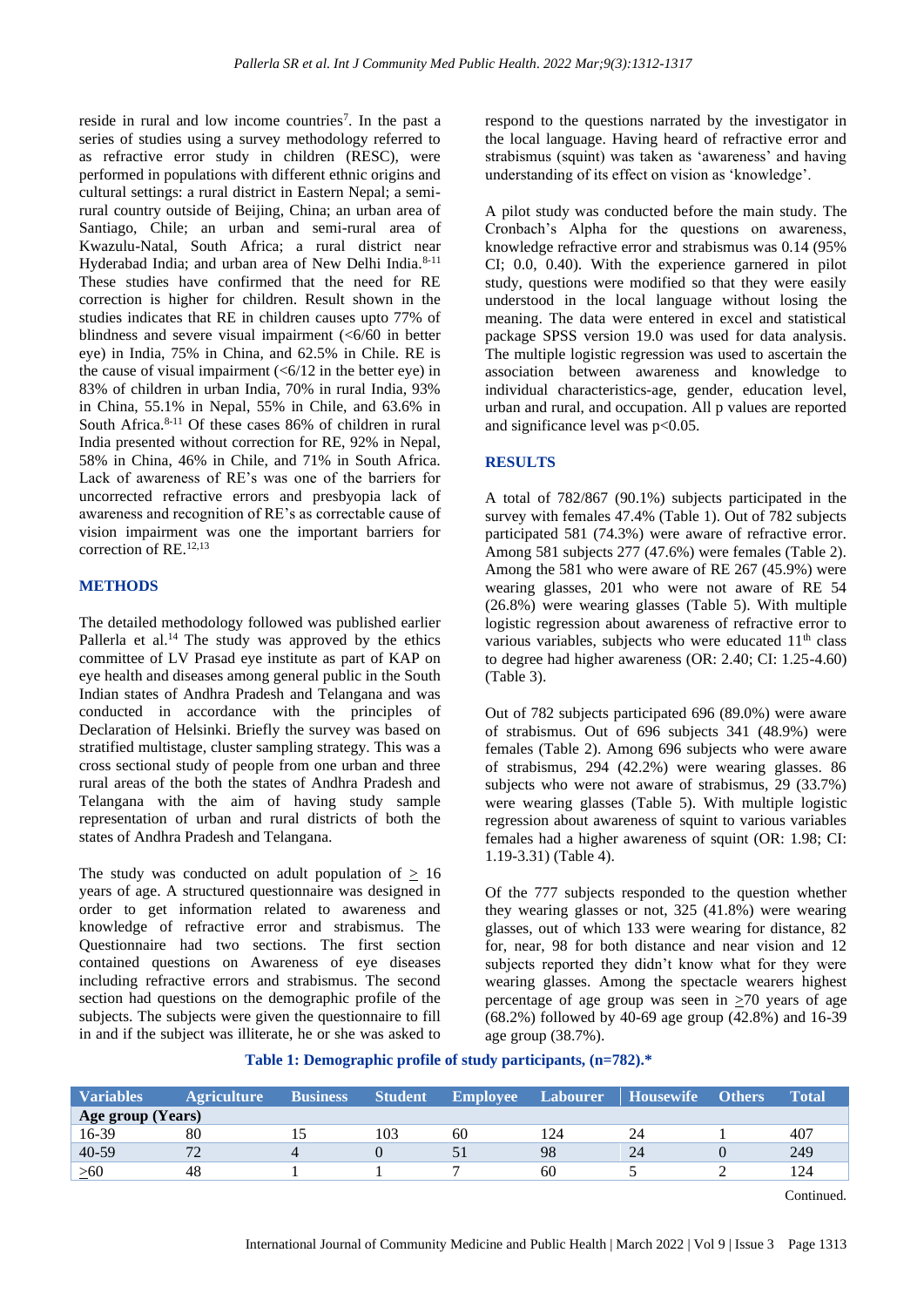reside in rural and low income countries[7]. In the past a series of studies using a survey methodology referred to as refractive error study in children (RESC), were performed in populations with different ethnic origins and cultural settings: a rural district in Eastern Nepal; a semi-rural country outside of Beijing, China; an urban area of Santiago, Chile; an urban and semi-rural area of Kwazulu-Natal, South Africa; a rural district near Hyderabad India; and urban area of New Delhi India.[8-11] These studies have confirmed that the need for RE correction is higher for children. Result shown in the studies indicates that RE in children causes upto 77% of blindness and severe visual impairment (<6/60 in better eye) in India, 75% in China, and 62.5% in Chile. RE is the cause of visual impairment (<6/12 in the better eye) in 83% of children in urban India, 70% in rural India, 93% in China, 55.1% in Nepal, 55% in Chile, and 63.6% in South Africa.[8-11] Of these cases 86% of children in rural India presented without correction for RE, 92% in Nepal, 58% in China, 46% in Chile, and 71% in South Africa. Lack of awareness of RE's was one of the barriers for uncorrected refractive errors and presbyopia lack of awareness and recognition of RE's as correctable cause of vision impairment was one the important barriers for correction of RE.[12,13]

## METHODS

The detailed methodology followed was published earlier Pallerla et al.[14] The study was approved by the ethics committee of LV Prasad eye institute as part of KAP on eye health and diseases among general public in the South Indian states of Andhra Pradesh and Telangana and was conducted in accordance with the principles of Declaration of Helsinki. Briefly the survey was based on stratified multistage, cluster sampling strategy. This was a cross sectional study of people from one urban and three rural areas of the both the states of Andhra Pradesh and Telangana with the aim of having study sample representation of urban and rural districts of both the states of Andhra Pradesh and Telangana.

The study was conducted on adult population of ≥ 16 years of age. A structured questionnaire was designed in order to get information related to awareness and knowledge of refractive error and strabismus. The Questionnaire had two sections. The first section contained questions on Awareness of eye diseases including refractive errors and strabismus. The second section had questions on the demographic profile of the subjects. The subjects were given the questionnaire to fill in and if the subject was illiterate, he or she was asked to respond to the questions narrated by the investigator in the local language. Having heard of refractive error and strabismus (squint) was taken as 'awareness' and having understanding of its effect on vision as 'knowledge'.

A pilot study was conducted before the main study. The Cronbach's Alpha for the questions on awareness, knowledge refractive error and strabismus was 0.14 (95% CI; 0.0, 0.40). With the experience garnered in pilot study, questions were modified so that they were easily understood in the local language without losing the meaning. The data were entered in excel and statistical package SPSS version 19.0 was used for data analysis. The multiple logistic regression was used to ascertain the association between awareness and knowledge to individual characteristics-age, gender, education level, urban and rural, and occupation. All p values are reported and significance level was p<0.05.

## RESULTS

A total of 782/867 (90.1%) subjects participated in the survey with females 47.4% (Table 1). Out of 782 subjects participated 581 (74.3%) were aware of refractive error. Among 581 subjects 277 (47.6%) were females (Table 2). Among the 581 who were aware of RE 267 (45.9%) were wearing glasses, 201 who were not aware of RE 54 (26.8%) were wearing glasses (Table 5). With multiple logistic regression about awareness of refractive error to various variables, subjects who were educated 11[th] class to degree had higher awareness (OR: 2.40; CI: 1.25-4.60) (Table 3).

Out of 782 subjects participated 696 (89.0%) were aware of strabismus. Out of 696 subjects 341 (48.9%) were females (Table 2). Among 696 subjects who were aware of strabismus, 294 (42.2%) were wearing glasses. 86 subjects who were not aware of strabismus, 29 (33.7%) were wearing glasses (Table 5). With multiple logistic regression about awareness of squint to various variables females had a higher awareness of squint (OR: 1.98; CI: 1.19-3.31) (Table 4).

Of the 777 subjects responded to the question whether they wearing glasses or not, 325 (41.8%) were wearing glasses, out of which 133 were wearing for distance, 82 for, near, 98 for both distance and near vision and 12 subjects reported they didn't know what for they were wearing glasses. Among the spectacle wearers highest percentage of age group was seen in ≥70 years of age (68.2%) followed by 40-69 age group (42.8%) and 16-39 age group (38.7%).

**Table 1: Demographic profile of study participants, (n=782).***

| Variables | Agriculture | Business | Student | Employee | Labourer | Housewife | Others | Total |
|---|---|---|---|---|---|---|---|---|
| **Age group (Years)** | | | | | | | | |
| 16-39 | 80 | 15 | 103 | 60 | 124 | 24 | 1 | 407 |
| 40-59 | 72 | 4 | 0 | 51 | 98 | 24 | 0 | 249 |
| ≥60 | 48 | 1 | 1 | 7 | 60 | 5 | 2 | 124 |

Continued.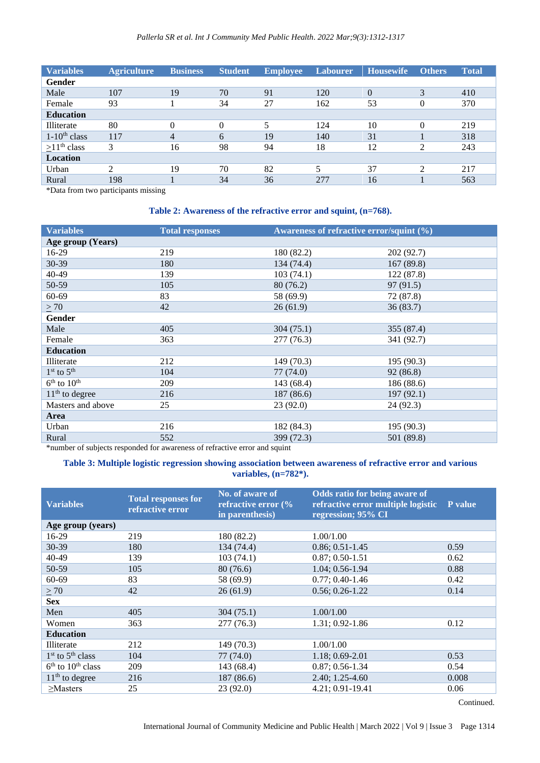| Variables | Agriculture | Business | Student | Employee | Labourer | Housewife | Others | Total |
|---|---|---|---|---|---|---|---|---|
| **Gender** | | | | | | | | |
| Male | 107 | 19 | 70 | 91 | 120 | 0 | 3 | 410 |
| Female | 93 | 1 | 34 | 27 | 162 | 53 | 0 | 370 |
| **Education** | | | | | | | | |
| Illiterate | 80 | 0 | 0 | 5 | 124 | 10 | 0 | 219 |
| 1-10$^{th}$ class | 117 | 4 | 6 | 19 | 140 | 31 | 1 | 318 |
| ≥11$^{th}$ class | 3 | 16 | 98 | 94 | 18 | 12 | 2 | 243 |
| **Location** | | | | | | | | |
| Urban | 2 | 19 | 70 | 82 | 5 | 37 | 2 | 217 |
| Rural | 198 | 1 | 34 | 36 | 277 | 16 | 1 | 563 |

*Data from two participants missing

**Table 2: Awareness of the refractive error and squint, (n=768).**

| Variables | Total responses | Awareness of refractive error/squint (%) | |
|---|---|---|---|
| **Age group (Years)** | | | |
| 16-29 | 219 | 180 (82.2) | 202 (92.7) |
| 30-39 | 180 | 134 (74.4) | 167 (89.8) |
| 40-49 | 139 | 103 (74.1) | 122 (87.8) |
| 50-59 | 105 | 80 (76.2) | 97 (91.5) |
| 60-69 | 83 | 58 (69.9) | 72 (87.8) |
| ≥ 70 | 42 | 26 (61.9) | 36 (83.7) |
| **Gender** | | | |
| Male | 405 | 304 (75.1) | 355 (87.4) |
| Female | 363 | 277 (76.3) | 341 (92.7) |
| **Education** | | | |
| Illiterate | 212 | 149 (70.3) | 195 (90.3) |
| 1$^{st}$ to 5$^{th}$ | 104 | 77 (74.0) | 92 (86.8) |
| 6$^{th}$ to 10$^{th}$ | 209 | 143 (68.4) | 186 (88.6) |
| 11$^{th}$ to degree | 216 | 187 (86.6) | 197 (92.1) |
| Masters and above | 25 | 23 (92.0) | 24 (92.3) |
| **Area** | | | |
| Urban | 216 | 182 (84.3) | 195 (90.3) |
| Rural | 552 | 399 (72.3) | 501 (89.8) |

*number of subjects responded for awareness of refractive error and squint

**Table 3: Multiple logistic regression showing association between awareness of refractive error and various variables, (n=782*).**

| Variables | Total responses for refractive error | No. of aware of refractive error (% in parenthesis) | Odds ratio for being aware of refractive error multiple logistic regression; 95% CI | P value |
|---|---|---|---|---|
| **Age group (years)** | | | | |
| 16-29 | 219 | 180 (82.2) | 1.00/1.00 | |
| 30-39 | 180 | 134 (74.4) | 0.86; 0.51-1.45 | 0.59 |
| 40-49 | 139 | 103 (74.1) | 0.87; 0.50-1.51 | 0.62 |
| 50-59 | 105 | 80 (76.6) | 1.04; 0.56-1.94 | 0.88 |
| 60-69 | 83 | 58 (69.9) | 0.77; 0.40-1.46 | 0.42 |
| ≥ 70 | 42 | 26 (61.9) | 0.56; 0.26-1.22 | 0.14 |
| **Sex** | | | | |
| Men | 405 | 304 (75.1) | 1.00/1.00 | |
| Women | 363 | 277 (76.3) | 1.31; 0.92-1.86 | 0.12 |
| **Education** | | | | |
| Illiterate | 212 | 149 (70.3) | 1.00/1.00 | |
| 1$^{st}$ to 5$^{th}$ class | 104 | 77 (74.0) | 1.18; 0.69-2.01 | 0.53 |
| 6$^{th}$ to 10$^{th}$ class | 209 | 143 (68.4) | 0.87; 0.56-1.34 | 0.54 |
| 11$^{th}$ to degree | 216 | 187 (86.6) | 2.40; 1.25-4.60 | 0.008 |
| ≥Masters | 25 | 23 (92.0) | 4.21; 0.91-19.41 | 0.06 |

Continued.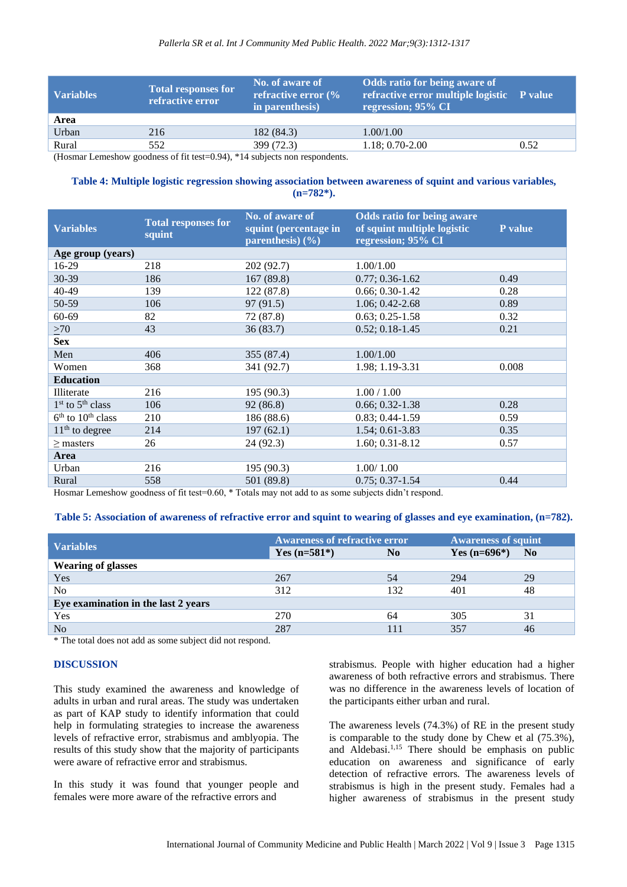| Variables | Total responses for refractive error | No. of aware of refractive error (% in parenthesis) | Odds ratio for being aware of refractive error multiple logistic regression; 95% CI | P value |
|---|---|---|---|---|
| **Area** | | | | |
| Urban | 216 | 182 (84.3) | 1.00/1.00 | |
| Rural | 552 | 399 (72.3) | 1.18; 0.70-2.00 | 0.52 |

(Hosmar Lemeshow goodness of fit test=0.94), *14 subjects non respondents.

**Table 4: Multiple logistic regression showing association between awareness of squint and various variables, (n=782*).**

| Variables | Total responses for squint | No. of aware of squint (percentage in parenthesis) (%) | Odds ratio for being aware of squint multiple logistic regression; 95% CI | P value |
|---|---|---|---|---|
| **Age group (years)** | | | | |
| 16-29 | 218 | 202 (92.7) | 1.00/1.00 | |
| 30-39 | 186 | 167 (89.8) | 0.77; 0.36-1.62 | 0.49 |
| 40-49 | 139 | 122 (87.8) | 0.66; 0.30-1.42 | 0.28 |
| 50-59 | 106 | 97 (91.5) | 1.06; 0.42-2.68 | 0.89 |
| 60-69 | 82 | 72 (87.8) | 0.63; 0.25-1.58 | 0.32 |
| >70 | 43 | 36 (83.7) | 0.52; 0.18-1.45 | 0.21 |
| **Sex** | | | | |
| Men | 406 | 355 (87.4) | 1.00/1.00 | |
| Women | 368 | 341 (92.7) | 1.98; 1.19-3.31 | 0.008 |
| **Education** | | | | |
| Illiterate | 216 | 195 (90.3) | 1.00 / 1.00 | |
| 1st to 5th class | 106 | 92 (86.8) | 0.66; 0.32-1.38 | 0.28 |
| 6th to 10th class | 210 | 186 (88.6) | 0.83; 0.44-1.59 | 0.59 |
| 11th to degree | 214 | 197 (62.1) | 1.54; 0.61-3.83 | 0.35 |
| ≥ masters | 26 | 24 (92.3) | 1.60; 0.31-8.12 | 0.57 |
| **Area** | | | | |
| Urban | 216 | 195 (90.3) | 1.00/ 1.00 | |
| Rural | 558 | 501 (89.8) | 0.75; 0.37-1.54 | 0.44 |

Hosmar Lemeshow goodness of fit test=0.60, * Totals may not add to as some subjects didn't respond.

**Table 5: Association of awareness of refractive error and squint to wearing of glasses and eye examination, (n=782).**

| Variables | Awareness of refractive error | | Awareness of squint | |
|---|---|---|---|---|
| | Yes (n=581*) | No | Yes (n=696*) | No |
| **Wearing of glasses** | | | | |
| Yes | 267 | 54 | 294 | 29 |
| No | 312 | 132 | 401 | 48 |
| **Eye examination in the last 2 years** | | | | |
| Yes | 270 | 64 | 305 | 31 |
| No | 287 | 111 | 357 | 46 |

* The total does not add as some subject did not respond.

## DISCUSSION

This study examined the awareness and knowledge of adults in urban and rural areas. The study was undertaken as part of KAP study to identify information that could help in formulating strategies to increase the awareness levels of refractive error, strabismus and amblyopia. The results of this study show that the majority of participants were aware of refractive error and strabismus.

In this study it was found that younger people and females were more aware of the refractive errors and strabismus. People with higher education had a higher awareness of both refractive errors and strabismus. There was no difference in the awareness levels of location of the participants either urban and rural.

The awareness levels (74.3%) of RE in the present study is comparable to the study done by Chew et al (75.3%), and Aldebasi.[1,15] There should be emphasis on public education on awareness and significance of early detection of refractive errors. The awareness levels of strabismus is high in the present study. Females had a higher awareness of strabismus in the present study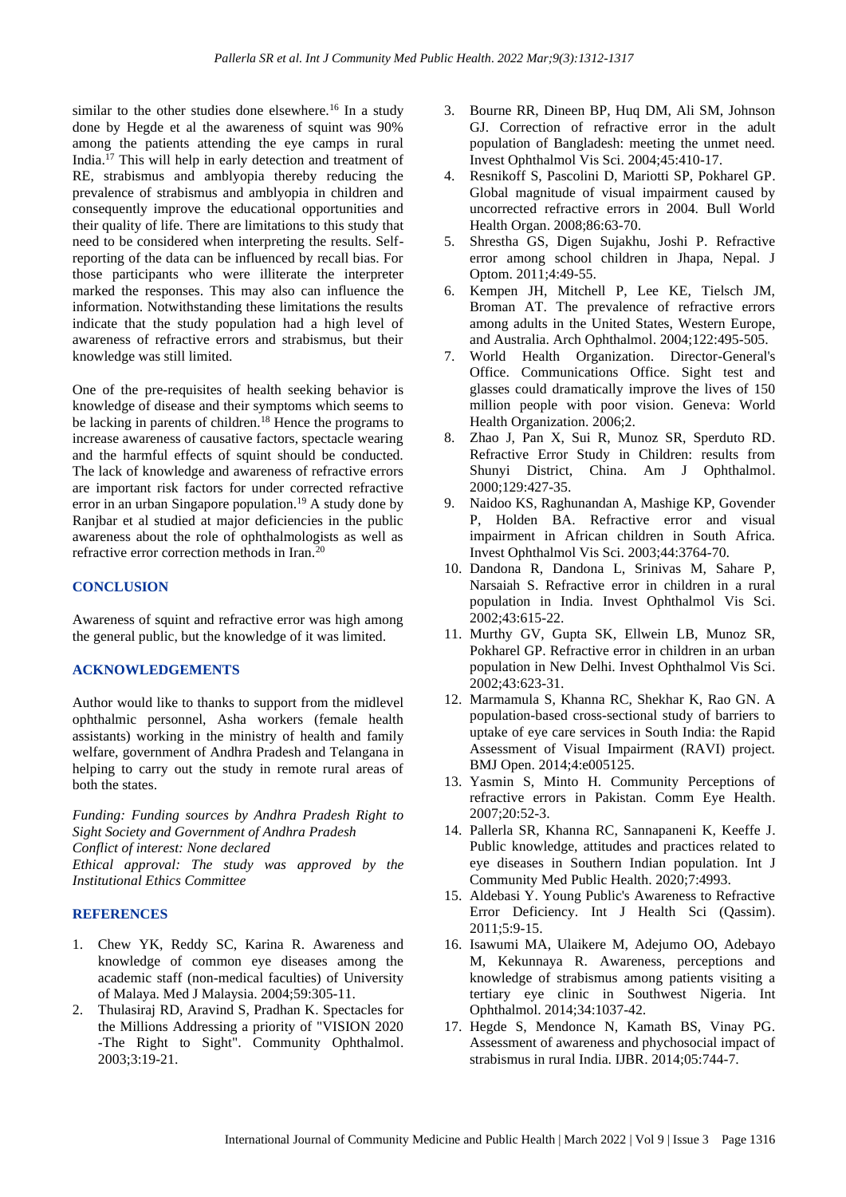similar to the other studies done elsewhere.[16] In a study done by Hegde et al the awareness of squint was 90% among the patients attending the eye camps in rural India.[17] This will help in early detection and treatment of RE, strabismus and amblyopia thereby reducing the prevalence of strabismus and amblyopia in children and consequently improve the educational opportunities and their quality of life. There are limitations to this study that need to be considered when interpreting the results. Self-reporting of the data can be influenced by recall bias. For those participants who were illiterate the interpreter marked the responses. This may also can influence the information. Notwithstanding these limitations the results indicate that the study population had a high level of awareness of refractive errors and strabismus, but their knowledge was still limited.

One of the pre-requisites of health seeking behavior is knowledge of disease and their symptoms which seems to be lacking in parents of children.[18] Hence the programs to increase awareness of causative factors, spectacle wearing and the harmful effects of squint should be conducted. The lack of knowledge and awareness of refractive errors are important risk factors for under corrected refractive error in an urban Singapore population.[19] A study done by Ranjbar et al studied at major deficiencies in the public awareness about the role of ophthalmologists as well as refractive error correction methods in Iran.[20]

## CONCLUSION

Awareness of squint and refractive error was high among the general public, but the knowledge of it was limited.

## ACKNOWLEDGEMENTS

Author would like to thanks to support from the midlevel ophthalmic personnel, Asha workers (female health assistants) working in the ministry of health and family welfare, government of Andhra Pradesh and Telangana in helping to carry out the study in remote rural areas of both the states.

*Funding: Funding sources by Andhra Pradesh Right to Sight Society and Government of Andhra Pradesh*
*Conflict of interest: None declared*
*Ethical approval: The study was approved by the Institutional Ethics Committee*

## REFERENCES

1. Chew YK, Reddy SC, Karina R. Awareness and knowledge of common eye diseases among the academic staff (non-medical faculties) of University of Malaya. Med J Malaysia. 2004;59:305-11.
2. Thulasiraj RD, Aravind S, Pradhan K. Spectacles for the Millions Addressing a priority of "VISION 2020 -The Right to Sight". Community Ophthalmol. 2003;3:19-21.
3. Bourne RR, Dineen BP, Huq DM, Ali SM, Johnson GJ. Correction of refractive error in the adult population of Bangladesh: meeting the unmet need. Invest Ophthalmol Vis Sci. 2004;45:410-17.
4. Resnikoff S, Pascolini D, Mariotti SP, Pokharel GP. Global magnitude of visual impairment caused by uncorrected refractive errors in 2004. Bull World Health Organ. 2008;86:63-70.
5. Shrestha GS, Digen Sujakhu, Joshi P. Refractive error among school children in Jhapa, Nepal. J Optom. 2011;4:49-55.
6. Kempen JH, Mitchell P, Lee KE, Tielsch JM, Broman AT. The prevalence of refractive errors among adults in the United States, Western Europe, and Australia. Arch Ophthalmol. 2004;122:495-505.
7. World Health Organization. Director-General's Office. Communications Office. Sight test and glasses could dramatically improve the lives of 150 million people with poor vision. Geneva: World Health Organization. 2006;2.
8. Zhao J, Pan X, Sui R, Munoz SR, Sperduto RD. Refractive Error Study in Children: results from Shunyi District, China. Am J Ophthalmol. 2000;129:427-35.
9. Naidoo KS, Raghunandan A, Mashige KP, Govender P, Holden BA. Refractive error and visual impairment in African children in South Africa. Invest Ophthalmol Vis Sci. 2003;44:3764-70.
10. Dandona R, Dandona L, Srinivas M, Sahare P, Narsaiah S. Refractive error in children in a rural population in India. Invest Ophthalmol Vis Sci. 2002;43:615-22.
11. Murthy GV, Gupta SK, Ellwein LB, Munoz SR, Pokharel GP. Refractive error in children in an urban population in New Delhi. Invest Ophthalmol Vis Sci. 2002;43:623-31.
12. Marmamula S, Khanna RC, Shekhar K, Rao GN. A population-based cross-sectional study of barriers to uptake of eye care services in South India: the Rapid Assessment of Visual Impairment (RAVI) project. BMJ Open. 2014;4:e005125.
13. Yasmin S, Minto H. Community Perceptions of refractive errors in Pakistan. Comm Eye Health. 2007;20:52-3.
14. Pallerla SR, Khanna RC, Sannapaneni K, Keeffe J. Public knowledge, attitudes and practices related to eye diseases in Southern Indian population. Int J Community Med Public Health. 2020;7:4993.
15. Aldebasi Y. Young Public's Awareness to Refractive Error Deficiency. Int J Health Sci (Qassim). 2011;5:9-15.
16. Isawumi MA, Ulaikere M, Adejumo OO, Adebayo M, Kekunnaya R. Awareness, perceptions and knowledge of strabismus among patients visiting a tertiary eye clinic in Southwest Nigeria. Int Ophthalmol. 2014;34:1037-42.
17. Hegde S, Mendonce N, Kamath BS, Vinay PG. Assessment of awareness and phychosocial impact of strabismus in rural India. IJBR. 2014;05:744-7.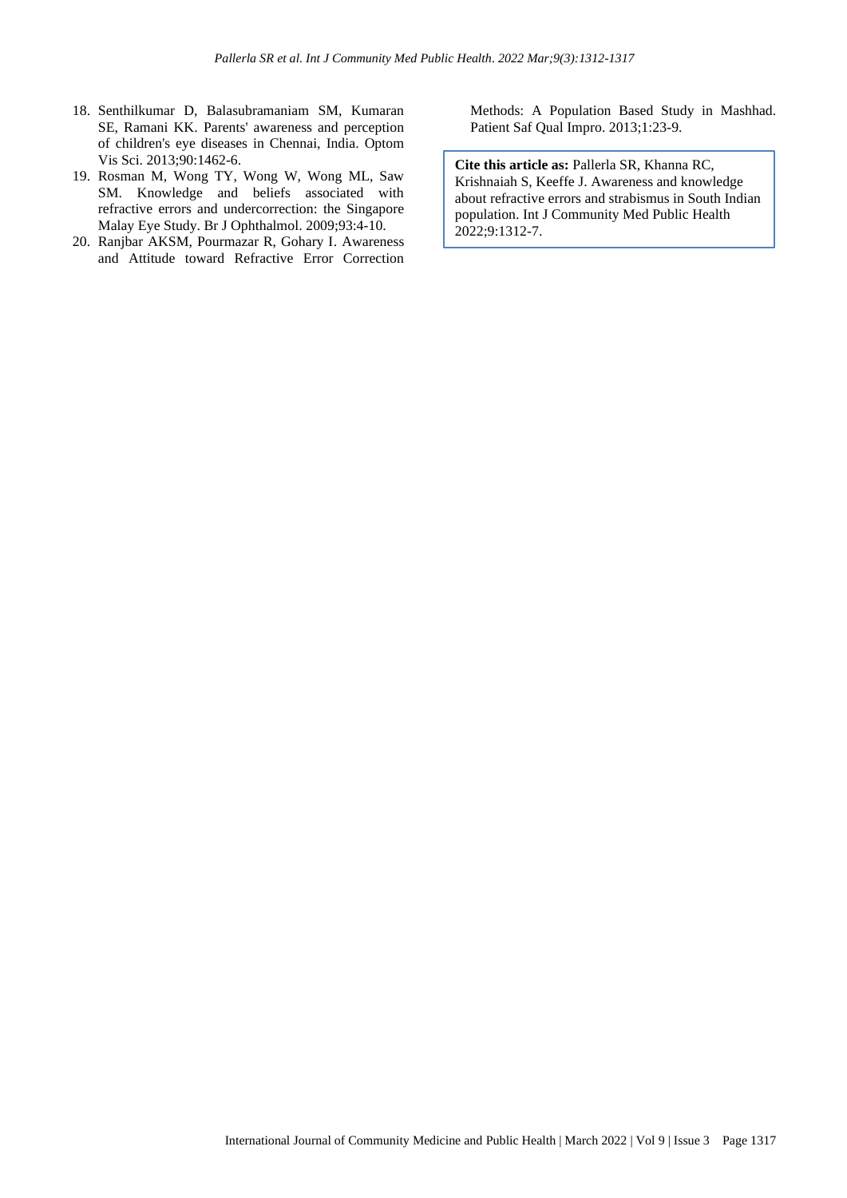18. Senthilkumar D, Balasubramaniam SM, Kumaran SE, Ramani KK. Parents' awareness and perception of children's eye diseases in Chennai, India. Optom Vis Sci. 2013;90:1462-6.
19. Rosman M, Wong TY, Wong W, Wong ML, Saw SM. Knowledge and beliefs associated with refractive errors and undercorrection: the Singapore Malay Eye Study. Br J Ophthalmol. 2009;93:4-10.
20. Ranjbar AKSM, Pourmazar R, Gohary I. Awareness and Attitude toward Refractive Error Correction Methods: A Population Based Study in Mashhad. Patient Saf Qual Impro. 2013;1:23-9.

**Cite this article as:** Pallerla SR, Khanna RC, Krishnaiah S, Keeffe J. Awareness and knowledge about refractive errors and strabismus in South Indian population. Int J Community Med Public Health 2022;9:1312-7.